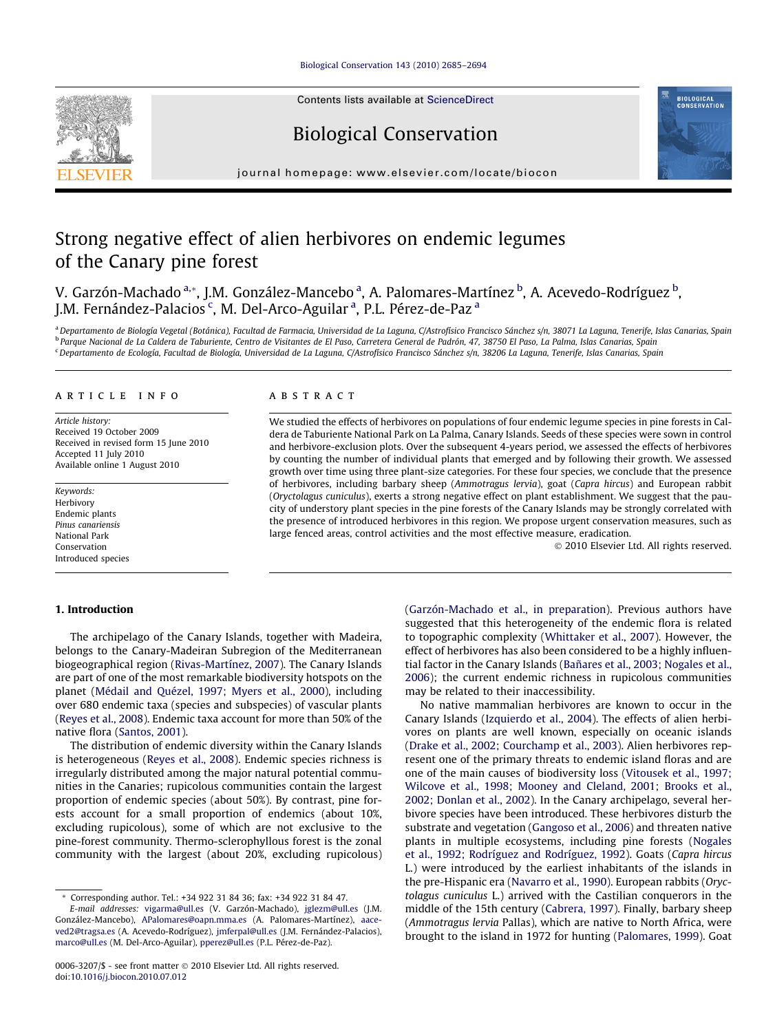# Strong negative effect of alien herbivores on endemic legumes of the Canary pine forest

V. Garzón-Machado [a,*], J.M. González-Mancebo [a], A. Palomares-Martínez [b], A. Acevedo-Rodríguez [b], J.M. Fernández-Palacios [c], M. Del-Arco-Aguilar [a], P.L. Pérez-de-Paz [a]

[a] Departamento de Biología Vegetal (Botánica), Facultad de Farmacia, Universidad de La Laguna, C/Astrofísico Francisco Sánchez s/n, 38071 La Laguna, Tenerife, Islas Canarias, Spain
[b] Parque Nacional de La Caldera de Taburiente, Centro de Visitantes de El Paso, Carretera General de Padrón, 47, 38750 El Paso, La Palma, Islas Canarias, Spain
[c] Departamento de Ecología, Facultad de Biología, Universidad de La Laguna, C/Astrofísico Francisco Sánchez s/n, 38206 La Laguna, Tenerife, Islas Canarias, Spain

## ARTICLE INFO

*Article history:*
Received 19 October 2009
Received in revised form 15 June 2010
Accepted 11 July 2010
Available online 1 August 2010

*Keywords:*
Herbivory
Endemic plants
*Pinus canariensis*
National Park
Conservation
Introduced species

## ABSTRACT

We studied the effects of herbivores on populations of four endemic legume species in pine forests in Caldera de Taburiente National Park on La Palma, Canary Islands. Seeds of these species were sown in control and herbivore-exclusion plots. Over the subsequent 4-years period, we assessed the effects of herbivores by counting the number of individual plants that emerged and by following their growth. We assessed growth over time using three plant-size categories. For these four species, we conclude that the presence of herbivores, including barbary sheep (*Ammotragus lervia*), goat (*Capra hircus*) and European rabbit (*Oryctolagus cuniculus*), exerts a strong negative effect on plant establishment. We suggest that the paucity of understory plant species in the pine forests of the Canary Islands may be strongly correlated with the presence of introduced herbivores in this region. We propose urgent conservation measures, such as large fenced areas, control activities and the most effective measure, eradication.

© 2010 Elsevier Ltd. All rights reserved.

## 1. Introduction

The archipelago of the Canary Islands, together with Madeira, belongs to the Canary-Madeiran Subregion of the Mediterranean biogeographical region (Rivas-Martínez, 2007). The Canary Islands are part of one of the most remarkable biodiversity hotspots on the planet (Médail and Quézel, 1997; Myers et al., 2000), including over 680 endemic taxa (species and subspecies) of vascular plants (Reyes et al., 2008). Endemic taxa account for more than 50% of the native flora (Santos, 2001).

The distribution of endemic diversity within the Canary Islands is heterogeneous (Reyes et al., 2008). Endemic species richness is irregularly distributed among the major natural potential communities in the Canaries; rupicolous communities contain the largest proportion of endemic species (about 50%). By contrast, pine forests account for a small proportion of endemics (about 10%, excluding rupicolous), some of which are not exclusive to the pine-forest community. Thermo-sclerophyllous forest is the zonal community with the largest (about 20%, excluding rupicolous) (Garzón-Machado et al., in preparation). Previous authors have suggested that this heterogeneity of the endemic flora is related to topographic complexity (Whittaker et al., 2007). However, the effect of herbivores has also been considered to be a highly influential factor in the Canary Islands (Bañares et al., 2003; Nogales et al., 2006); the current endemic richness in rupicolous communities may be related to their inaccessibility.

No native mammalian herbivores are known to occur in the Canary Islands (Izquierdo et al., 2004). The effects of alien herbivores on plants are well known, especially on oceanic islands (Drake et al., 2002; Courchamp et al., 2003). Alien herbivores represent one of the primary threats to endemic island floras and are one of the main causes of biodiversity loss (Vitousek et al., 1997; Wilcove et al., 1998; Mooney and Cleland, 2001; Brooks et al., 2002; Donlan et al., 2002). In the Canary archipelago, several herbivore species have been introduced. These herbivores disturb the substrate and vegetation (Gangoso et al., 2006) and threaten native plants in multiple ecosystems, including pine forests (Nogales et al., 1992; Rodríguez and Rodríguez, 1992). Goats (*Capra hircus* L.) were introduced by the earliest inhabitants of the islands in the pre-Hispanic era (Navarro et al., 1990). European rabbits (*Oryctolagus cuniculus* L.) arrived with the Castilian conquerors in the middle of the 15th century (Cabrera, 1997). Finally, barbary sheep (*Ammotragus lervia* Pallas), which are native to North Africa, were brought to the island in 1972 for hunting (Palomares, 1999). Goat

---

\* Corresponding author. Tel.: +34 922 31 84 36; fax: +34 922 31 84 47.
*E-mail addresses:* vigarma@ull.es (V. Garzón-Machado), jglezm@ull.es (J.M. González-Mancebo), APalomares@oapn.mma.es (A. Palomares-Martínez), aaceved2@tragsa.es (A. Acevedo-Rodríguez), jmferpal@ull.es (J.M. Fernández-Palacios), marco@ull.es (M. Del-Arco-Aguilar), pperez@ull.es (P.L. Pérez-de-Paz).

0006-3207/$ - see front matter © 2010 Elsevier Ltd. All rights reserved.
doi:10.1016/j.biocon.2010.07.012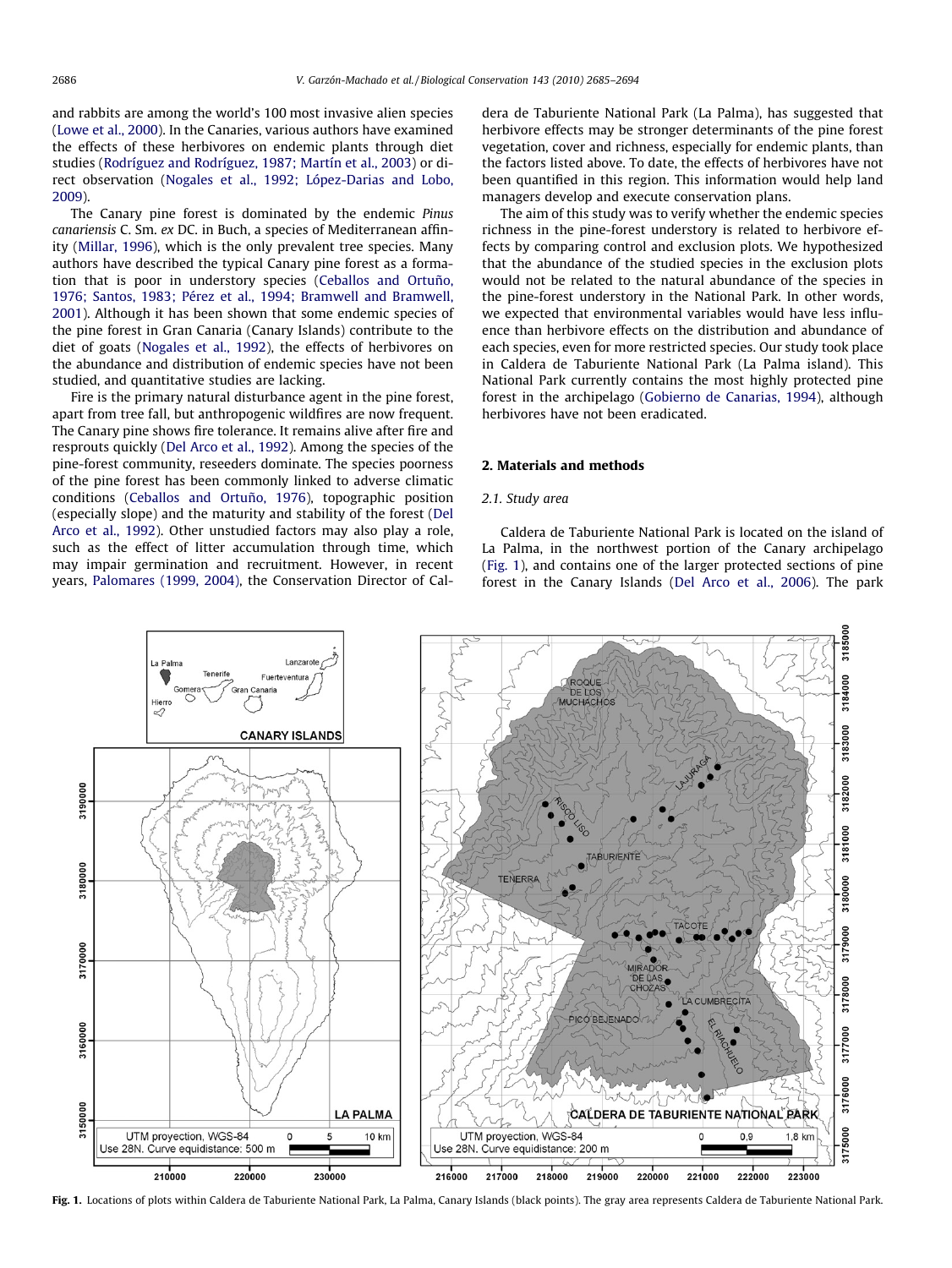and rabbits are among the world's 100 most invasive alien species (Lowe et al., 2000). In the Canaries, various authors have examined the effects of these herbivores on endemic plants through diet studies (Rodríguez and Rodríguez, 1987; Martín et al., 2003) or direct observation (Nogales et al., 1992; López-Darias and Lobo, 2009).

The Canary pine forest is dominated by the endemic *Pinus canariensis* C. Sm. *ex* DC. in Buch, a species of Mediterranean affinity (Millar, 1996), which is the only prevalent tree species. Many authors have described the typical Canary pine forest as a formation that is poor in understory species (Ceballos and Ortuño, 1976; Santos, 1983; Pérez et al., 1994; Bramwell and Bramwell, 2001). Although it has been shown that some endemic species of the pine forest in Gran Canaria (Canary Islands) contribute to the diet of goats (Nogales et al., 1992), the effects of herbivores on the abundance and distribution of endemic species have not been studied, and quantitative studies are lacking.

Fire is the primary natural disturbance agent in the pine forest, apart from tree fall, but anthropogenic wildfires are now frequent. The Canary pine shows fire tolerance. It remains alive after fire and resprouts quickly (Del Arco et al., 1992). Among the species of the pine-forest community, reseeders dominate. The species poorness of the pine forest has been commonly linked to adverse climatic conditions (Ceballos and Ortuño, 1976), topographic position (especially slope) and the maturity and stability of the forest (Del Arco et al., 1992). Other unstudied factors may also play a role, such as the effect of litter accumulation through time, which may impair germination and recruitment. However, in recent years, Palomares (1999, 2004), the Conservation Director of Caldera de Taburiente National Park (La Palma), has suggested that herbivore effects may be stronger determinants of the pine forest vegetation, cover and richness, especially for endemic plants, than the factors listed above. To date, the effects of herbivores have not been quantified in this region. This information would help land managers develop and execute conservation plans.

The aim of this study was to verify whether the endemic species richness in the pine-forest understory is related to herbivore effects by comparing control and exclusion plots. We hypothesized that the abundance of the studied species in the exclusion plots would not be related to the natural abundance of the species in the pine-forest understory in the National Park. In other words, we expected that environmental variables would have less influence than herbivore effects on the distribution and abundance of each species, even for more restricted species. Our study took place in Caldera de Taburiente National Park (La Palma island). This National Park currently contains the most highly protected pine forest in the archipelago (Gobierno de Canarias, 1994), although herbivores have not been eradicated.

## 2. Materials and methods

### 2.1. Study area

Caldera de Taburiente National Park is located on the island of La Palma, in the northwest portion of the Canary archipelago (Fig. 1), and contains one of the larger protected sections of pine forest in the Canary Islands (Del Arco et al., 2006). The park

**Fig. 1.** Locations of plots within Caldera de Taburiente National Park, La Palma, Canary Islands (black points). The gray area represents Caldera de Taburiente National Park.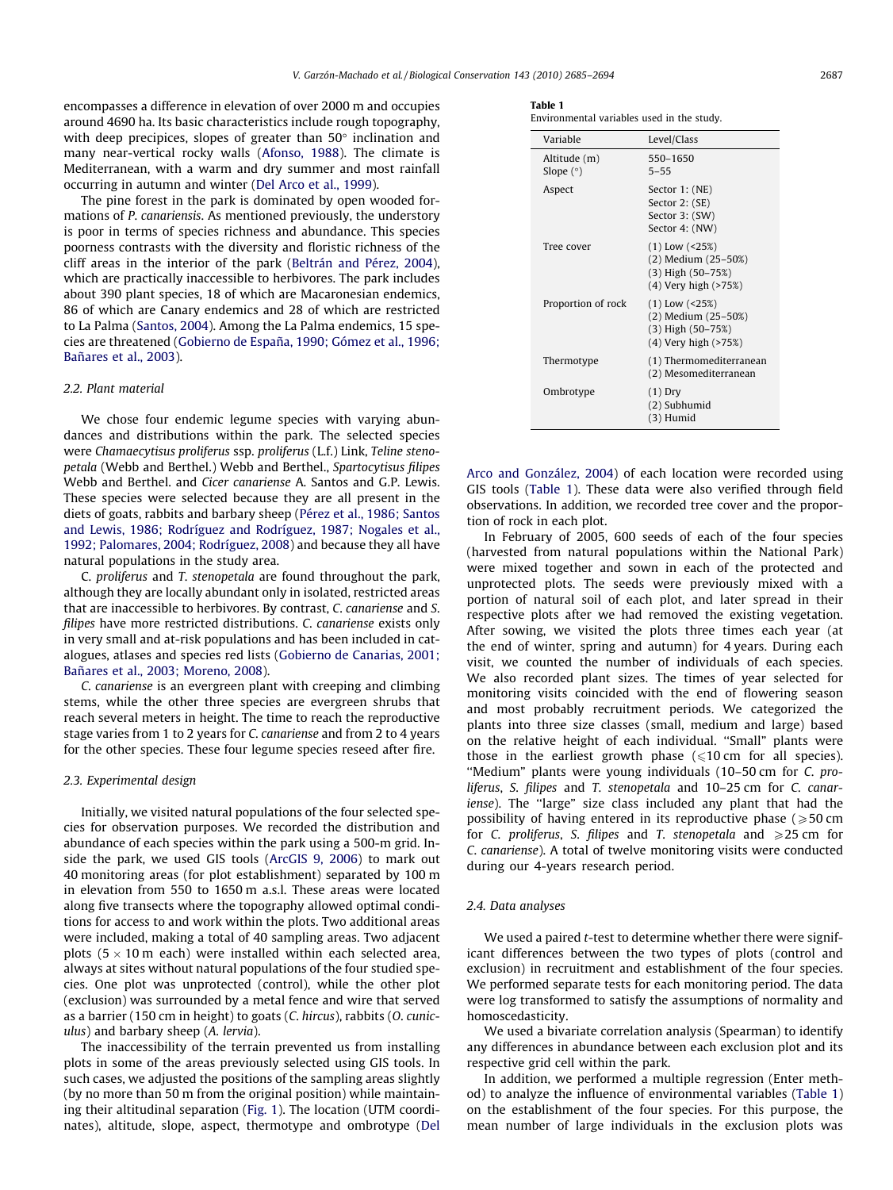encompasses a difference in elevation of over 2000 m and occupies around 4690 ha. Its basic characteristics include rough topography, with deep precipices, slopes of greater than 50° inclination and many near-vertical rocky walls (Afonso, 1988). The climate is Mediterranean, with a warm and dry summer and most rainfall occurring in autumn and winter (Del Arco et al., 1999).

The pine forest in the park is dominated by open wooded formations of *P. canariensis*. As mentioned previously, the understory is poor in terms of species richness and abundance. This species poorness contrasts with the diversity and floristic richness of the cliff areas in the interior of the park (Beltrán and Pérez, 2004), which are practically inaccessible to herbivores. The park includes about 390 plant species, 18 of which are Macaronesian endemics, 86 of which are Canary endemics and 28 of which are restricted to La Palma (Santos, 2004). Among the La Palma endemics, 15 species are threatened (Gobierno de España, 1990; Gómez et al., 1996; Bañares et al., 2003).

### 2.2. Plant material

We chose four endemic legume species with varying abundances and distributions within the park. The selected species were *Chamaecytisus proliferus* ssp. *proliferus* (L.f.) Link, *Teline stenopetala* (Webb and Berthel.) Webb and Berthel., *Spartocytisus filipes* Webb and Berthel. and *Cicer canariense* A. Santos and G.P. Lewis. These species were selected because they are all present in the diets of goats, rabbits and barbary sheep (Pérez et al., 1986; Santos and Lewis, 1986; Rodríguez and Rodríguez, 1987; Nogales et al., 1992; Palomares, 2004; Rodríguez, 2008) and because they all have natural populations in the study area.

*C. proliferus* and *T. stenopetala* are found throughout the park, although they are locally abundant only in isolated, restricted areas that are inaccessible to herbivores. By contrast, *C. canariense* and *S. filipes* have more restricted distributions. *C. canariense* exists only in very small and at-risk populations and has been included in catalogues, atlases and species red lists (Gobierno de Canarias, 2001; Bañares et al., 2003; Moreno, 2008).

*C. canariense* is an evergreen plant with creeping and climbing stems, while the other three species are evergreen shrubs that reach several meters in height. The time to reach the reproductive stage varies from 1 to 2 years for *C. canariense* and from 2 to 4 years for the other species. These four legume species reseed after fire.

### 2.3. Experimental design

Initially, we visited natural populations of the four selected species for observation purposes. We recorded the distribution and abundance of each species within the park using a 500-m grid. Inside the park, we used GIS tools (ArcGIS 9, 2006) to mark out 40 monitoring areas (for plot establishment) separated by 100 m in elevation from 550 to 1650 m a.s.l. These areas were located along five transects where the topography allowed optimal conditions for access to and work within the plots. Two additional areas were included, making a total of 40 sampling areas. Two adjacent plots (5 × 10 m each) were installed within each selected area, always at sites without natural populations of the four studied species. One plot was unprotected (control), while the other plot (exclusion) was surrounded by a metal fence and wire that served as a barrier (150 cm in height) to goats (*C. hircus*), rabbits (*O. cuniculus*) and barbary sheep (*A. lervia*).

The inaccessibility of the terrain prevented us from installing plots in some of the areas previously selected using GIS tools. In such cases, we adjusted the positions of the sampling areas slightly (by no more than 50 m from the original position) while maintaining their altitudinal separation (Fig. 1). The location (UTM coordinates), altitude, slope, aspect, thermotype and ombrotype (Del Arco and González, 2004) of each location were recorded using GIS tools (Table 1). These data were also verified through field observations. In addition, we recorded tree cover and the proportion of rock in each plot.

**Table 1**
Environmental variables used in the study.

| Variable | Level/Class |
|---|---|
| Altitude (m) | 550–1650 |
| Slope (°) | 5–55 |
| Aspect | Sector 1: (NE)<br>Sector 2: (SE)<br>Sector 3: (SW)<br>Sector 4: (NW) |
| Tree cover | (1) Low (<25%)<br>(2) Medium (25–50%)<br>(3) High (50–75%)<br>(4) Very high (>75%) |
| Proportion of rock | (1) Low (<25%)<br>(2) Medium (25–50%)<br>(3) High (50–75%)<br>(4) Very high (>75%) |
| Thermotype | (1) Thermomediterranean<br>(2) Mesomediterranean |
| Ombrotype | (1) Dry<br>(2) Subhumid<br>(3) Humid |

In February of 2005, 600 seeds of each of the four species (harvested from natural populations within the National Park) were mixed together and sown in each of the protected and unprotected plots. The seeds were previously mixed with a portion of natural soil of each plot, and later spread in their respective plots after we had removed the existing vegetation. After sowing, we visited the plots three times each year (at the end of winter, spring and autumn) for 4 years. During each visit, we counted the number of individuals of each species. We also recorded plant sizes. The times of year selected for monitoring visits coincided with the end of flowering season and most probably recruitment periods. We categorized the plants into three size classes (small, medium and large) based on the relative height of each individual. "Small" plants were those in the earliest growth phase ($\leqslant$10 cm for all species). "Medium" plants were young individuals (10–50 cm for *C. proliferus*, *S. filipes* and *T. stenopetala* and 10–25 cm for *C. canariense*). The "large" size class included any plant that had the possibility of having entered in its reproductive phase ($\geqslant$50 cm for *C. proliferus*, *S. filipes* and *T. stenopetala* and $\geqslant$25 cm for *C. canariense*). A total of twelve monitoring visits were conducted during our 4-years research period.

### 2.4. Data analyses

We used a paired *t*-test to determine whether there were significant differences between the two types of plots (control and exclusion) in recruitment and establishment of the four species. We performed separate tests for each monitoring period. The data were log transformed to satisfy the assumptions of normality and homoscedasticity.

We used a bivariate correlation analysis (Spearman) to identify any differences in abundance between each exclusion plot and its respective grid cell within the park.

In addition, we performed a multiple regression (Enter method) to analyze the influence of environmental variables (Table 1) on the establishment of the four species. For this purpose, the mean number of large individuals in the exclusion plots was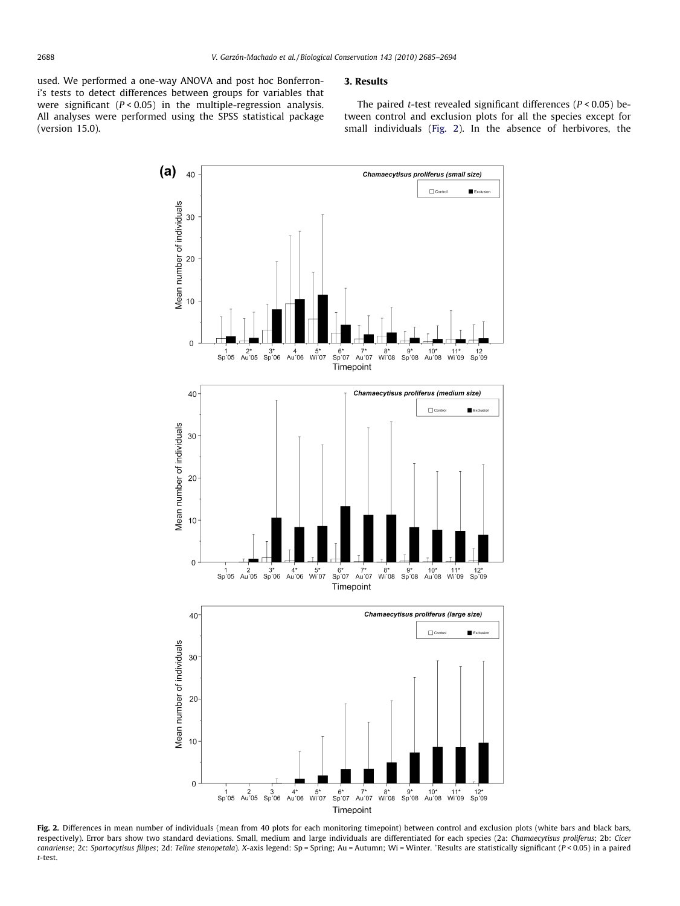used. We performed a one-way ANOVA and post hoc Bonferroni's tests to detect differences between groups for variables that were significant ($P < 0.05$) in the multiple-regression analysis. All analyses were performed using the SPSS statistical package (version 15.0).

## 3. Results

The paired $t$-test revealed significant differences ($P < 0.05$) between control and exclusion plots for all the species except for small individuals (Fig. 2). In the absence of herbivores, the

**Fig. 2.** Differences in mean number of individuals (mean from 40 plots for each monitoring timepoint) between control and exclusion plots (white bars and black bars, respectively). Error bars show two standard deviations. Small, medium and large individuals are differentiated for each species (2a: *Chamaecytisus proliferus*; 2b: *Cicer canariense*; 2c: *Spartocytisus filipes*; 2d: *Teline stenopetala*). X-axis legend: Sp = Spring; Au = Autumn; Wi = Winter. *Results are statistically significant ($P < 0.05$) in a paired $t$-test.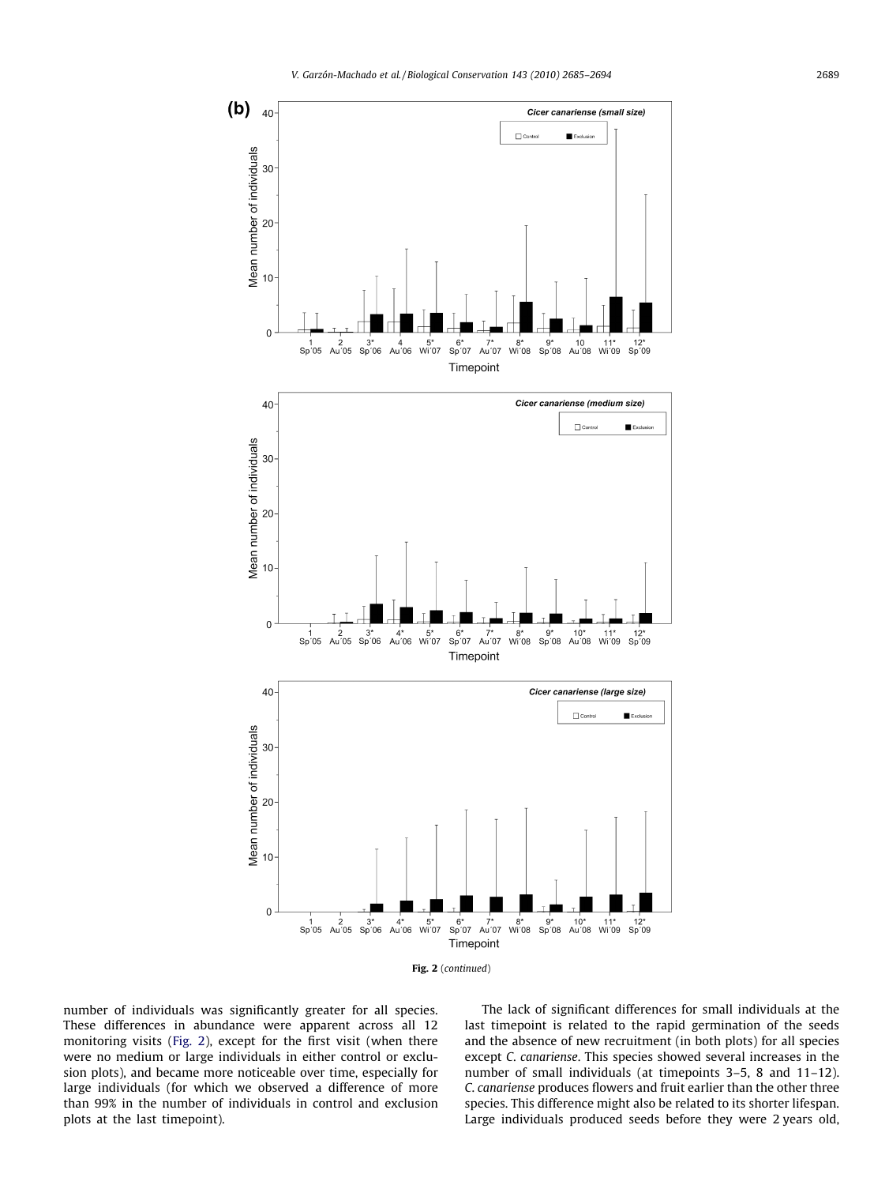**Fig. 2** (*continued*)

number of individuals was significantly greater for all species. These differences in abundance were apparent across all 12 monitoring visits (Fig. 2), except for the first visit (when there were no medium or large individuals in either control or exclusion plots), and became more noticeable over time, especially for large individuals (for which we observed a difference of more than 99% in the number of individuals in control and exclusion plots at the last timepoint).

The lack of significant differences for small individuals at the last timepoint is related to the rapid germination of the seeds and the absence of new recruitment (in both plots) for all species except *C. canariense*. This species showed several increases in the number of small individuals (at timepoints 3–5, 8 and 11–12). *C. canariense* produces flowers and fruit earlier than the other three species. This difference might also be related to its shorter lifespan. Large individuals produced seeds before they were 2 years old,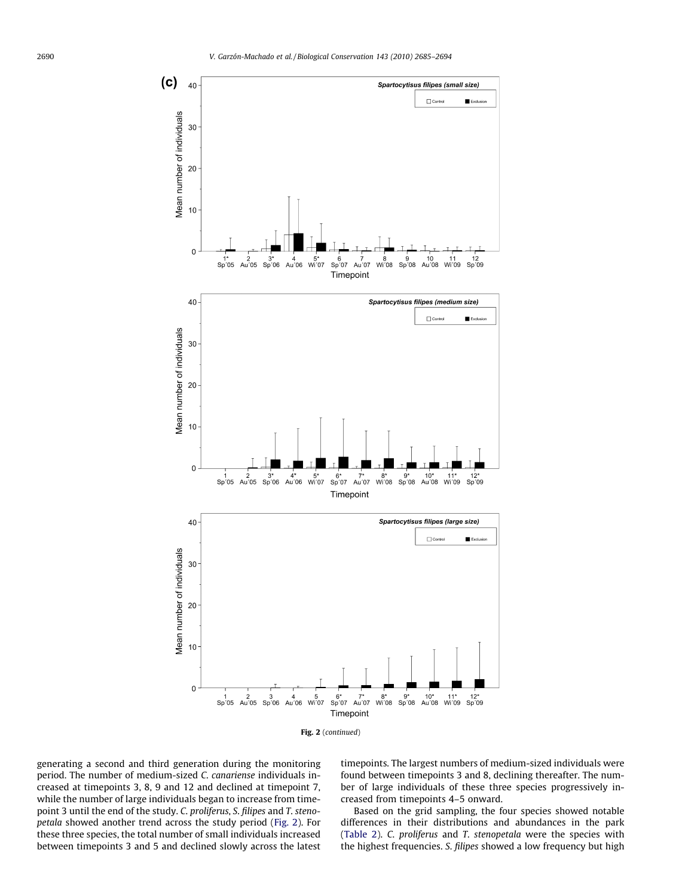Fig. 2 (continued)

generating a second and third generation during the monitoring period. The number of medium-sized *C. canariense* individuals increased at timepoints 3, 8, 9 and 12 and declined at timepoint 7, while the number of large individuals began to increase from timepoint 3 until the end of the study. *C. proliferus*, *S. filipes* and *T. stenopetala* showed another trend across the study period (Fig. 2). For these three species, the total number of small individuals increased between timepoints 3 and 5 and declined slowly across the latest timepoints. The largest numbers of medium-sized individuals were found between timepoints 3 and 8, declining thereafter. The number of large individuals of these three species progressively increased from timepoints 4–5 onward.

Based on the grid sampling, the four species showed notable differences in their distributions and abundances in the park (Table 2). *C. proliferus* and *T. stenopetala* were the species with the highest frequencies. *S. filipes* showed a low frequency but high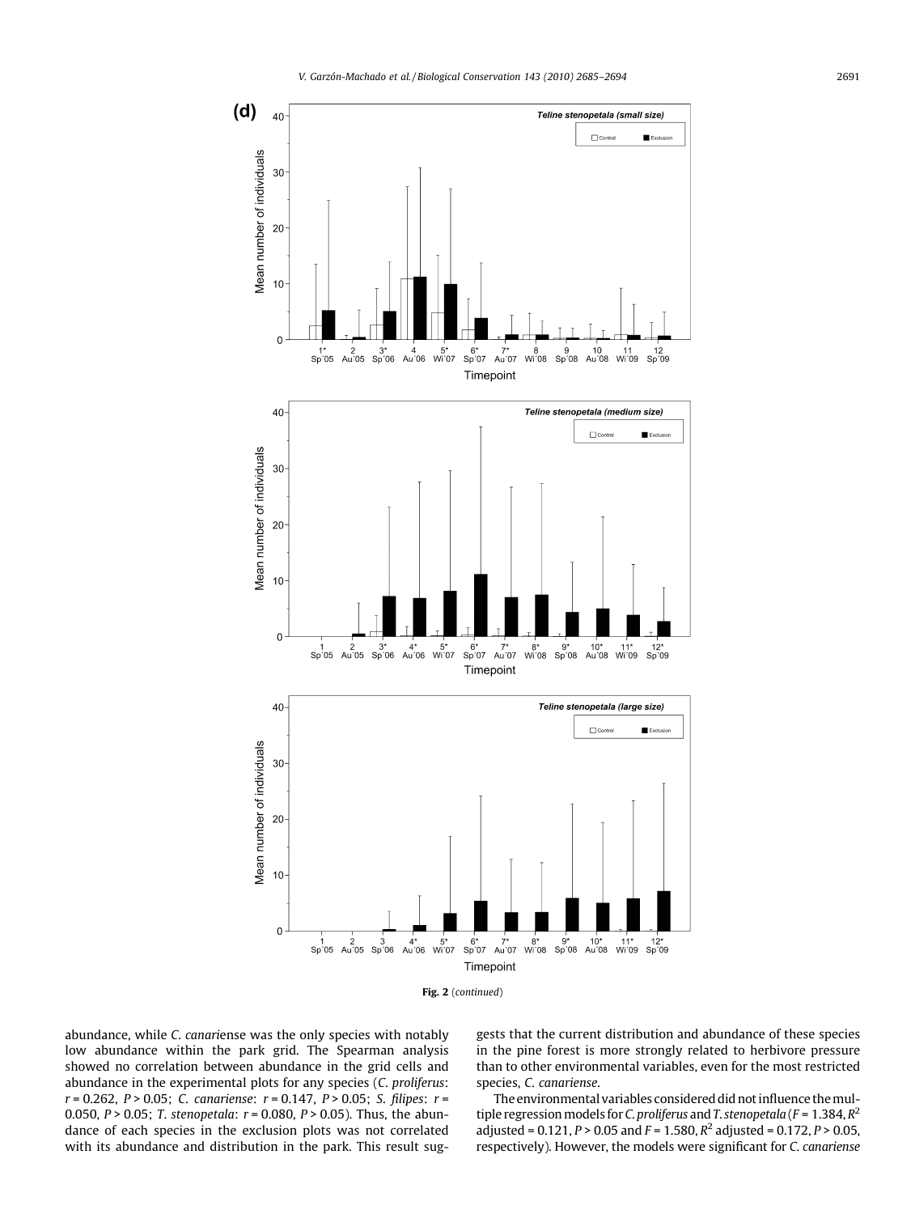(d)

Fig. 2 (*continued*)

abundance, while *C. canariense* was the only species with notably low abundance within the park grid. The Spearman analysis showed no correlation between abundance in the grid cells and abundance in the experimental plots for any species (*C. proliferus*: $r = 0.262$, $P > 0.05$; *C. canariense*: $r = 0.147$, $P > 0.05$; *S. filipes*: $r = 0.050$, $P > 0.05$; *T. stenopetala*: $r = 0.080$, $P > 0.05$). Thus, the abundance of each species in the exclusion plots was not correlated with its abundance and distribution in the park. This result suggests that the current distribution and abundance of these species in the pine forest is more strongly related to herbivore pressure than to other environmental variables, even for the most restricted species, *C. canariense*.

The environmental variables considered did not influence the multiple regression models for *C. proliferus* and *T. stenopetala* ($F = 1.384$, $R^2$ adjusted = 0.121, $P > 0.05$ and $F = 1.580$, $R^2$ adjusted = 0.172, $P > 0.05$, respectively). However, the models were significant for *C. canariense*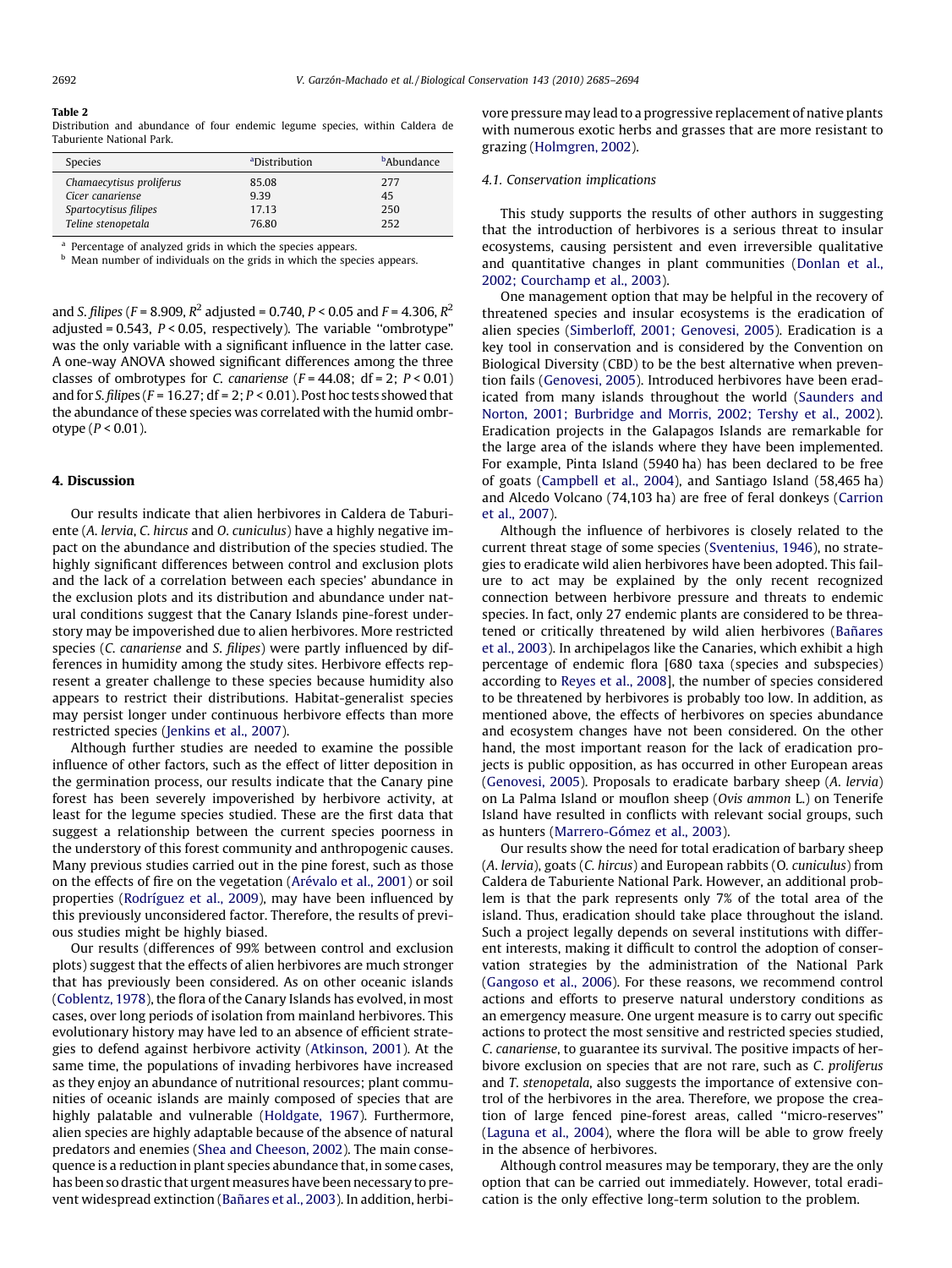**Table 2**
Distribution and abundance of four endemic legume species, within Caldera de Taburiente National Park.

| Species | [a]Distribution | [b]Abundance |
|---|---|---|
| *Chamaecytisus proliferus* | 85.08 | 277 |
| *Cicer canariense* | 9.39 | 45 |
| *Spartocytisus filipes* | 17.13 | 250 |
| *Teline stenopetala* | 76.80 | 252 |

[a] Percentage of analyzed grids in which the species appears.
[b] Mean number of individuals on the grids in which the species appears.

and *S. filipes* ($F = 8.909$, $R^2$ adjusted = 0.740, $P < 0.05$ and $F = 4.306$, $R^2$ adjusted = 0.543, $P < 0.05$, respectively). The variable "ombrotype" was the only variable with a significant influence in the latter case. A one-way ANOVA showed significant differences among the three classes of ombrotypes for *C. canariense* ($F = 44.08$; df = 2; $P < 0.01$) and for *S. filipes* ($F = 16.27$; df = 2; $P < 0.01$). Post hoc tests showed that the abundance of these species was correlated with the humid ombrotype ($P < 0.01$).

## 4. Discussion

Our results indicate that alien herbivores in Caldera de Taburiente (*A. lervia*, *C. hircus* and *O. cuniculus*) have a highly negative impact on the abundance and distribution of the species studied. The highly significant differences between control and exclusion plots and the lack of a correlation between each species' abundance in the exclusion plots and its distribution and abundance under natural conditions suggest that the Canary Islands pine-forest understory may be impoverished due to alien herbivores. More restricted species (*C. canariense* and *S. filipes*) were partly influenced by differences in humidity among the study sites. Herbivore effects represent a greater challenge to these species because humidity also appears to restrict their distributions. Habitat-generalist species may persist longer under continuous herbivore effects than more restricted species (Jenkins et al., 2007).

Although further studies are needed to examine the possible influence of other factors, such as the effect of litter deposition in the germination process, our results indicate that the Canary pine forest has been severely impoverished by herbivore activity, at least for the legume species studied. These are the first data that suggest a relationship between the current species poorness in the understory of this forest community and anthropogenic causes. Many previous studies carried out in the pine forest, such as those on the effects of fire on the vegetation (Arévalo et al., 2001) or soil properties (Rodríguez et al., 2009), may have been influenced by this previously unconsidered factor. Therefore, the results of previous studies might be highly biased.

Our results (differences of 99% between control and exclusion plots) suggest that the effects of alien herbivores are much stronger that has previously been considered. As on other oceanic islands (Coblentz, 1978), the flora of the Canary Islands has evolved, in most cases, over long periods of isolation from mainland herbivores. This evolutionary history may have led to an absence of efficient strategies to defend against herbivore activity (Atkinson, 2001). At the same time, the populations of invading herbivores have increased as they enjoy an abundance of nutritional resources; plant communities of oceanic islands are mainly composed of species that are highly palatable and vulnerable (Holdgate, 1967). Furthermore, alien species are highly adaptable because of the absence of natural predators and enemies (Shea and Cheeson, 2002). The main consequence is a reduction in plant species abundance that, in some cases, has been so drastic that urgent measures have been necessary to prevent widespread extinction (Bañares et al., 2003). In addition, herbivore pressure may lead to a progressive replacement of native plants with numerous exotic herbs and grasses that are more resistant to grazing (Holmgren, 2002).

### 4.1. Conservation implications

This study supports the results of other authors in suggesting that the introduction of herbivores is a serious threat to insular ecosystems, causing persistent and even irreversible qualitative and quantitative changes in plant communities (Donlan et al., 2002; Courchamp et al., 2003).

One management option that may be helpful in the recovery of threatened species and insular ecosystems is the eradication of alien species (Simberloff, 2001; Genovesi, 2005). Eradication is a key tool in conservation and is considered by the Convention on Biological Diversity (CBD) to be the best alternative when prevention fails (Genovesi, 2005). Introduced herbivores have been eradicated from many islands throughout the world (Saunders and Norton, 2001; Burbridge and Morris, 2002; Tershy et al., 2002). Eradication projects in the Galapagos Islands are remarkable for the large area of the islands where they have been implemented. For example, Pinta Island (5940 ha) has been declared to be free of goats (Campbell et al., 2004), and Santiago Island (58,465 ha) and Alcedo Volcano (74,103 ha) are free of feral donkeys (Carrion et al., 2007).

Although the influence of herbivores is closely related to the current threat stage of some species (Sventenius, 1946), no strategies to eradicate wild alien herbivores have been adopted. This failure to act may be explained by the only recent recognized connection between herbivore pressure and threats to endemic species. In fact, only 27 endemic plants are considered to be threatened or critically threatened by wild alien herbivores (Bañares et al., 2003). In archipelagos like the Canaries, which exhibit a high percentage of endemic flora [680 taxa (species and subspecies) according to Reyes et al., 2008], the number of species considered to be threatened by herbivores is probably too low. In addition, as mentioned above, the effects of herbivores on species abundance and ecosystem changes have not been considered. On the other hand, the most important reason for the lack of eradication projects is public opposition, as has occurred in other European areas (Genovesi, 2005). Proposals to eradicate barbary sheep (*A. lervia*) on La Palma Island or mouflon sheep (*Ovis ammon* L.) on Tenerife Island have resulted in conflicts with relevant social groups, such as hunters (Marrero-Gómez et al., 2003).

Our results show the need for total eradication of barbary sheep (*A. lervia*), goats (*C. hircus*) and European rabbits (*O. cuniculus*) from Caldera de Taburiente National Park. However, an additional problem is that the park represents only 7% of the total area of the island. Thus, eradication should take place throughout the island. Such a project legally depends on several institutions with different interests, making it difficult to control the adoption of conservation strategies by the administration of the National Park (Gangoso et al., 2006). For these reasons, we recommend control actions and efforts to preserve natural understory conditions as an emergency measure. One urgent measure is to carry out specific actions to protect the most sensitive and restricted species studied, *C. canariense*, to guarantee its survival. The positive impacts of herbivore exclusion on species that are not rare, such as *C. proliferus* and *T. stenopetala*, also suggests the importance of extensive control of the herbivores in the area. Therefore, we propose the creation of large fenced pine-forest areas, called "micro-reserves" (Laguna et al., 2004), where the flora will be able to grow freely in the absence of herbivores.

Although control measures may be temporary, they are the only option that can be carried out immediately. However, total eradication is the only effective long-term solution to the problem.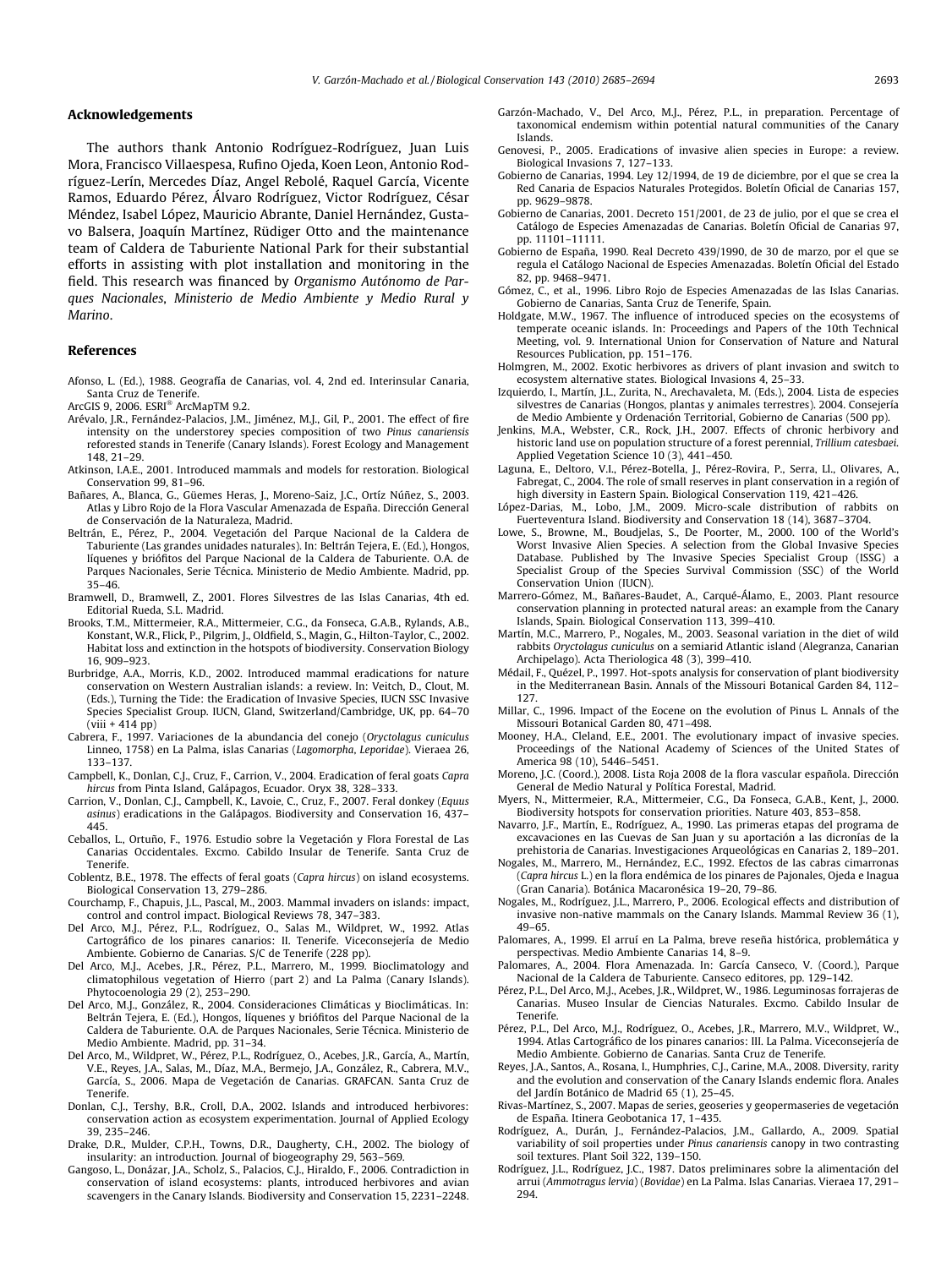## Acknowledgements

The authors thank Antonio Rodríguez-Rodríguez, Juan Luis Mora, Francisco Villaespesa, Rufino Ojeda, Koen Leon, Antonio Rodríguez-Lerín, Mercedes Díaz, Angel Rebolé, Raquel García, Vicente Ramos, Eduardo Pérez, Álvaro Rodríguez, Victor Rodríguez, César Méndez, Isabel López, Mauricio Abrante, Daniel Hernández, Gustavo Balsera, Joaquín Martínez, Rüdiger Otto and the maintenance team of Caldera de Taburiente National Park for their substantial efforts in assisting with plot installation and monitoring in the field. This research was financed by *Organismo Autónomo de Parques Nacionales, Ministerio de Medio Ambiente y Medio Rural y Marino*.

## References

Afonso, L. (Ed.), 1988. Geografía de Canarias, vol. 4, 2nd ed. Interinsular Canaria, Santa Cruz de Tenerife.

ArcGIS 9, 2006. ESRI® ArcMapTM 9.2.

Arévalo, J.R., Fernández-Palacios, J.M., Jiménez, M.J., Gil, P., 2001. The effect of fire intensity on the understorey species composition of two *Pinus canariensis* reforested stands in Tenerife (Canary Islands). Forest Ecology and Management 148, 21–29.

Atkinson, I.A.E., 2001. Introduced mammals and models for restoration. Biological Conservation 99, 81–96.

Bañares, A., Blanca, G., Güemes Heras, J., Moreno-Saiz, J.C., Ortíz Núñez, S., 2003. Atlas y Libro Rojo de la Flora Vascular Amenazada de España. Dirección General de Conservación de la Naturaleza, Madrid.

Beltrán, E., Pérez, P., 2004. Vegetación del Parque Nacional de la Caldera de Taburiente (Las grandes unidades naturales). In: Beltrán Tejera, E. (Ed.), Hongos, líquenes y briófitos del Parque Nacional de la Caldera de Taburiente. O.A. de Parques Nacionales, Serie Técnica. Ministerio de Medio Ambiente. Madrid, pp. 35–46.

Bramwell, D., Bramwell, Z., 2001. Flores Silvestres de las Islas Canarias, 4th ed. Editorial Rueda, S.L. Madrid.

Brooks, T.M., Mittermeier, R.A., Mittermeier, C.G., da Fonseca, G.A.B., Rylands, A.B., Konstant, W.R., Flick, P., Pilgrim, J., Oldfield, S., Magin, G., Hilton-Taylor, C., 2002. Habitat loss and extinction in the hotspots of biodiversity. Conservation Biology 16, 909–923.

Burbridge, A.A., Morris, K.D., 2002. Introduced mammal eradications for nature conservation on Western Australian islands: a review. In: Veitch, D., Clout, M. (Eds.), Turning the Tide: the Eradication of Invasive Species, IUCN SSC Invasive Species Specialist Group. IUCN, Gland, Switzerland/Cambridge, UK, pp. 64–70 (viii + 414 pp)

Cabrera, F., 1997. Variaciones de la abundancia del conejo (*Oryctolagus cuniculus* Linneo, 1758) en La Palma, islas Canarias (*Lagomorpha, Leporidae*). Vieraea 26, 133–137.

Campbell, K., Donlan, C.J., Cruz, F., Carrion, V., 2004. Eradication of feral goats *Capra hircus* from Pinta Island, Galápagos, Ecuador. Oryx 38, 328–333.

Carrion, V., Donlan, C.J., Campbell, K., Lavoie, C., Cruz, F., 2007. Feral donkey (*Equus asinus*) eradications in the Galápagos. Biodiversity and Conservation 16, 437–445.

Ceballos, L., Ortuño, F., 1976. Estudio sobre la Vegetación y Flora Forestal de Las Canarias Occidentales. Excmo. Cabildo Insular de Tenerife. Santa Cruz de Tenerife.

Coblentz, B.E., 1978. The effects of feral goats (*Capra hircus*) on island ecosystems. Biological Conservation 13, 279–286.

Courchamp, F., Chapuis, J.L., Pascal, M., 2003. Mammal invaders on islands: impact, control and control impact. Biological Reviews 78, 347–383.

Del Arco, M.J., Pérez, P.L., Rodríguez, O., Salas M., Wildpret, W., 1992. Atlas Cartográfico de los pinares canarios: II. Tenerife. Viceconsejería de Medio Ambiente. Gobierno de Canarias. S/C de Tenerife (228 pp).

Del Arco, M.J., Acebes, J.R., Pérez, P.L., Marrero, M., 1999. Bioclimatology and climatophilous vegetation of Hierro (part 2) and La Palma (Canary Islands). Phytocoenologia 29 (2), 253–290.

Del Arco, M.J., González, R., 2004. Consideraciones Climáticas y Bioclimáticas. In: Beltrán Tejera, E. (Ed.), Hongos, líquenes y briófitos del Parque Nacional de la Caldera de Taburiente. O.A. de Parques Nacionales, Serie Técnica. Ministerio de Medio Ambiente. Madrid, pp. 31–34.

Del Arco, M., Wildpret, W., Pérez, P.L., Rodríguez, O., Acebes, J.R., García, A., Martín, V.E., Reyes, J.A., Salas, M., Díaz, M.A., Bermejo, J.A., González, R., Cabrera, M.V., García, S., 2006. Mapa de Vegetación de Canarias. GRAFCAN. Santa Cruz de Tenerife.

Donlan, C.J., Tershy, B.R., Croll, D.A., 2002. Islands and introduced herbivores: conservation action as ecosystem experimentation. Journal of Applied Ecology 39, 235–246.

Drake, D.R., Mulder, C.P.H., Towns, D.R., Daugherty, C.H., 2002. The biology of insularity: an introduction. Journal of biogeography 29, 563–569.

Gangoso, L., Donázar, J.A., Scholz, S., Palacios, C.J., Hiraldo, F., 2006. Contradiction in conservation of island ecosystems: plants, introduced herbivores and avian scavengers in the Canary Islands. Biodiversity and Conservation 15, 2231–2248.

Garzón-Machado, V., Del Arco, M.J., Pérez, P.L., in preparation. Percentage of taxonomical endemism within potential natural communities of the Canary Islands.

Genovesi, P., 2005. Eradications of invasive alien species in Europe: a review. Biological Invasions 7, 127–133.

Gobierno de Canarias, 1994. Ley 12/1994, de 19 de diciembre, por el que se crea la Red Canaria de Espacios Naturales Protegidos. Boletín Oficial de Canarias 157, pp. 9629–9878.

Gobierno de Canarias, 2001. Decreto 151/2001, de 23 de julio, por el que se crea el Catálogo de Especies Amenazadas de Canarias. Boletín Oficial de Canarias 97, pp. 11101–11111.

Gobierno de España, 1990. Real Decreto 439/1990, de 30 de marzo, por el que se regula el Catálogo Nacional de Especies Amenazadas. Boletín Oficial del Estado 82, pp. 9468–9471.

Gómez, C., et al., 1996. Libro Rojo de Especies Amenazadas de las Islas Canarias. Gobierno de Canarias, Santa Cruz de Tenerife, Spain.

Holdgate, M.W., 1967. The influence of introduced species on the ecosystems of temperate oceanic islands. In: Proceedings and Papers of the 10th Technical Meeting, vol. 9. International Union for Conservation of Nature and Natural Resources Publication, pp. 151–176.

Holmgren, M., 2002. Exotic herbivores as drivers of plant invasion and switch to ecosystem alternative states. Biological Invasions 4, 25–33.

Izquierdo, I., Martín, J.L., Zurita, N., Arechavaleta, M. (Eds.), 2004. Lista de especies silvestres de Canarias (Hongos, plantas y animales terrestres). 2004. Consejería de Medio Ambiente y Ordenación Territorial, Gobierno de Canarias (500 pp).

Jenkins, M.A., Webster, C.R., Rock, J.H., 2007. Effects of chronic herbivory and historic land use on population structure of a forest perennial, *Trillium catesbaei*. Applied Vegetation Science 10 (3), 441–450.

Laguna, E., Deltoro, V.I., Pérez-Botella, J., Pérez-Rovira, P., Serra, Ll., Olivares, A., Fabregat, C., 2004. The role of small reserves in plant conservation in a región of high diversity in Eastern Spain. Biological Conservation 119, 421–426.

López-Darias, M., Lobo, J.M., 2009. Micro-scale distribution of rabbits on Fuerteventura Island. Biodiversity and Conservation 18 (14), 3687–3704.

Lowe, S., Browne, M., Boudjelas, S., De Poorter, M., 2000. 100 of the World's Worst Invasive Alien Species. A selection from the Global Invasive Species Database. Published by The Invasive Species Specialist Group (ISSG) a Specialist Group of the Species Survival Commission (SSC) of the World Conservation Union (IUCN).

Marrero-Gómez, M., Bañares-Baudet, A., Carqué-Álamo, E., 2003. Plant resource conservation planning in protected natural areas: an example from the Canary Islands, Spain. Biological Conservation 113, 399–410.

Martín, M.C., Marrero, P., Nogales, M., 2003. Seasonal variation in the diet of wild rabbits *Oryctolagus cuniculus* on a semiarid Atlantic island (Alegranza, Canarian Archipelago). Acta Theriologica 48 (3), 399–410.

Médail, F., Quézel, P., 1997. Hot-spots analysis for conservation of plant biodiversity in the Mediterranean Basin. Annals of the Missouri Botanical Garden 84, 112–127.

Millar, C., 1996. Impact of the Eocene on the evolution of Pinus L. Annals of the Missouri Botanical Garden 80, 471–498.

Mooney, H.A., Cleland, E.E., 2001. The evolutionary impact of invasive species. Proceedings of the National Academy of Sciences of the United States of America 98 (10), 5446–5451.

Moreno, J.C. (Coord.), 2008. Lista Roja 2008 de la flora vascular española. Dirección General de Medio Natural y Política Forestal, Madrid.

Myers, N., Mittermeier, R.A., Mittermeier, C.G., Da Fonseca, G.A.B., Kent, J., 2000. Biodiversity hotspots for conservation priorities. Nature 403, 853–858.

Navarro, J.F., Martín, E., Rodríguez, A., 1990. Las primeras etapas del programa de excavaciones en las Cuevas de San Juan y su aportación a las dicronías de la prehistoria de Canarias. Investigaciones Arqueológicas en Canarias 2, 189–201.

Nogales, M., Marrero, M., Hernández, E.C., 1992. Efectos de las cabras cimarronas (*Capra hircus* L.) en la flora endémica de los pinares de Pajonales, Ojeda e Inagua (Gran Canaria). Botánica Macaronésica 19–20, 79–86.

Nogales, M., Rodríguez, J.L., Marrero, P., 2006. Ecological effects and distribution of invasive non-native mammals on the Canary Islands. Mammal Review 36 (1), 49–65.

Palomares, A., 1999. El arruí en La Palma, breve reseña histórica, problemática y perspectivas. Medio Ambiente Canarias 14, 8–9.

Palomares, A., 2004. Flora Amenazada. In: García Canseco, V. (Coord.), Parque Nacional de la Caldera de Taburiente. Canseco editores, pp. 129–142.

Pérez, P.L., Del Arco, M.J., Acebes, J.R., Wildpret, W., 1986. Leguminosas forrajeras de Canarias. Museo Insular de Ciencias Naturales. Excmo. Cabildo Insular de Tenerife.

Pérez, P.L., Del Arco, M.J., Rodríguez, O., Acebes, J.R., Marrero, M.V., Wildpret, W., 1994. Atlas Cartográfico de los pinares canarios: III. La Palma. Viceconsejería de Medio Ambiente. Gobierno de Canarias. Santa Cruz de Tenerife.

Reyes, J.A., Santos, A., Rosana, I., Humphries, C.J., Carine, M.A., 2008. Diversity, rarity and the evolution and conservation of the Canary Islands endemic flora. Anales del Jardín Botánico de Madrid 65 (1), 25–45.

Rivas-Martínez, S., 2007. Mapas de series, geoseries y geopermaseries de vegetación de España. Itinera Geobotanica 17, 1–435.

Rodríguez, A., Durán, J., Fernández-Palacios, J.M., Gallardo, A., 2009. Spatial variability of soil properties under *Pinus canariensis* canopy in two contrasting soil textures. Plant Soil 322, 139–150.

Rodríguez, J.L., Rodríguez, J.C., 1987. Datos preliminares sobre la alimentación del arrui (*Ammotragus lervia*) (*Bovidae*) en La Palma. Islas Canarias. Vieraea 17, 291–294.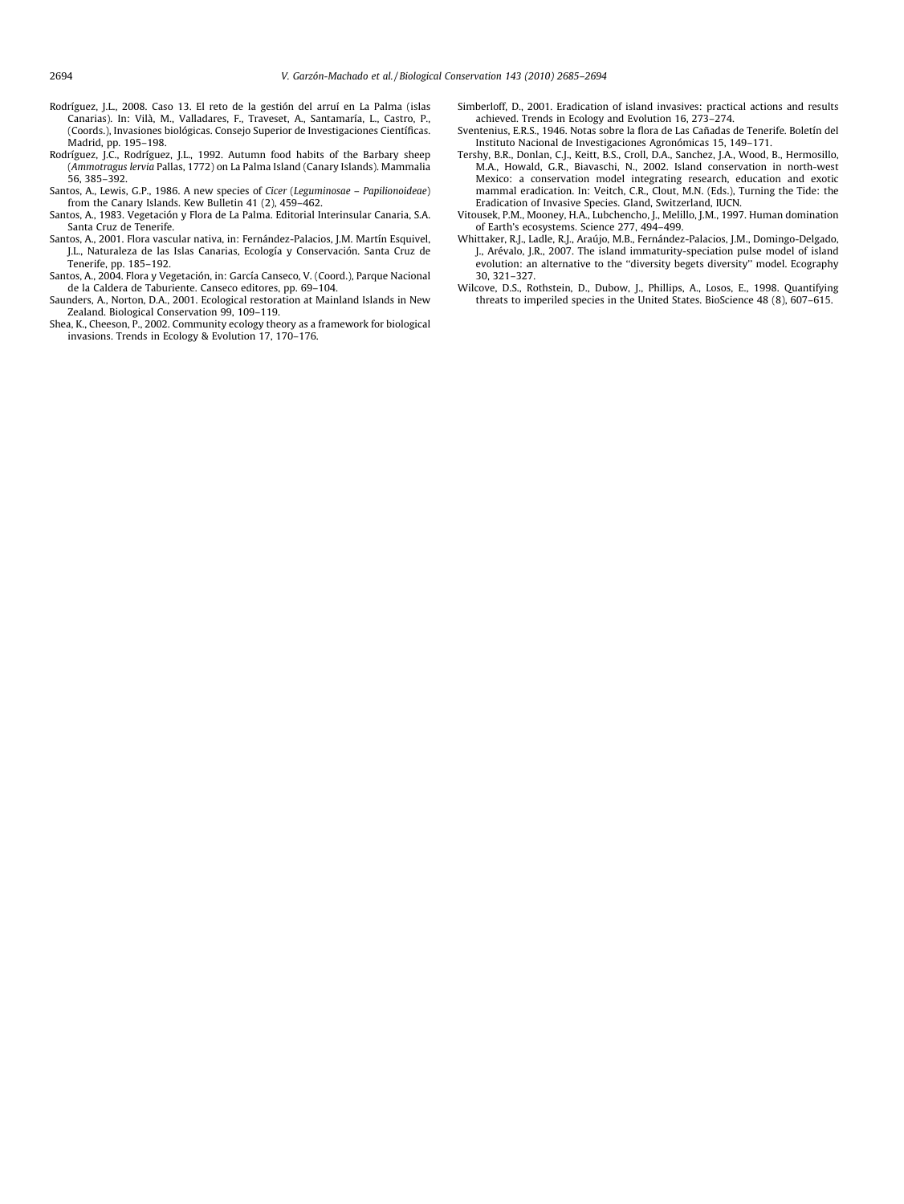Rodríguez, J.L., 2008. Caso 13. El reto de la gestión del arruí en La Palma (islas Canarias). In: Vilà, M., Valladares, F., Traveset, A., Santamaría, L., Castro, P., (Coords.), Invasiones biológicas. Consejo Superior de Investigaciones Científicas. Madrid, pp. 195–198.

Rodríguez, J.C., Rodríguez, J.L., 1992. Autumn food habits of the Barbary sheep (*Ammotragus lervia* Pallas, 1772) on La Palma Island (Canary Islands). Mammalia 56, 385–392.

Santos, A., Lewis, G.P., 1986. A new species of *Cicer* (*Leguminosae – Papilionoideae*) from the Canary Islands. Kew Bulletin 41 (2), 459–462.

Santos, A., 1983. Vegetación y Flora de La Palma. Editorial Interinsular Canaria, S.A. Santa Cruz de Tenerife.

Santos, A., 2001. Flora vascular nativa, in: Fernández-Palacios, J.M. Martín Esquivel, J.L., Naturaleza de las Islas Canarias, Ecología y Conservación. Santa Cruz de Tenerife, pp. 185–192.

Santos, A., 2004. Flora y Vegetación, in: García Canseco, V. (Coord.), Parque Nacional de la Caldera de Taburiente. Canseco editores, pp. 69–104.

Saunders, A., Norton, D.A., 2001. Ecological restoration at Mainland Islands in New Zealand. Biological Conservation 99, 109–119.

Shea, K., Cheeson, P., 2002. Community ecology theory as a framework for biological invasions. Trends in Ecology & Evolution 17, 170–176.

Simberloff, D., 2001. Eradication of island invasives: practical actions and results achieved. Trends in Ecology and Evolution 16, 273–274.

Sventenius, E.R.S., 1946. Notas sobre la flora de Las Cañadas de Tenerife. Boletín del Instituto Nacional de Investigaciones Agronómicas 15, 149–171.

Tershy, B.R., Donlan, C.J., Keitt, B.S., Croll, D.A., Sanchez, J.A., Wood, B., Hermosillo, M.A., Howald, G.R., Biavaschi, N., 2002. Island conservation in north-west Mexico: a conservation model integrating research, education and exotic mammal eradication. In: Veitch, C.R., Clout, M.N. (Eds.), Turning the Tide: the Eradication of Invasive Species. Gland, Switzerland, IUCN.

Vitousek, P.M., Mooney, H.A., Lubchencho, J., Melillo, J.M., 1997. Human domination of Earth's ecosystems. Science 277, 494–499.

Whittaker, R.J., Ladle, R.J., Araújo, M.B., Fernández-Palacios, J.M., Domingo-Delgado, J., Arévalo, J.R., 2007. The island immaturity-speciation pulse model of island evolution: an alternative to the "diversity begets diversity" model. Ecography 30, 321–327.

Wilcove, D.S., Rothstein, D., Dubow, J., Phillips, A., Losos, E., 1998. Quantifying threats to imperiled species in the United States. BioScience 48 (8), 607–615.